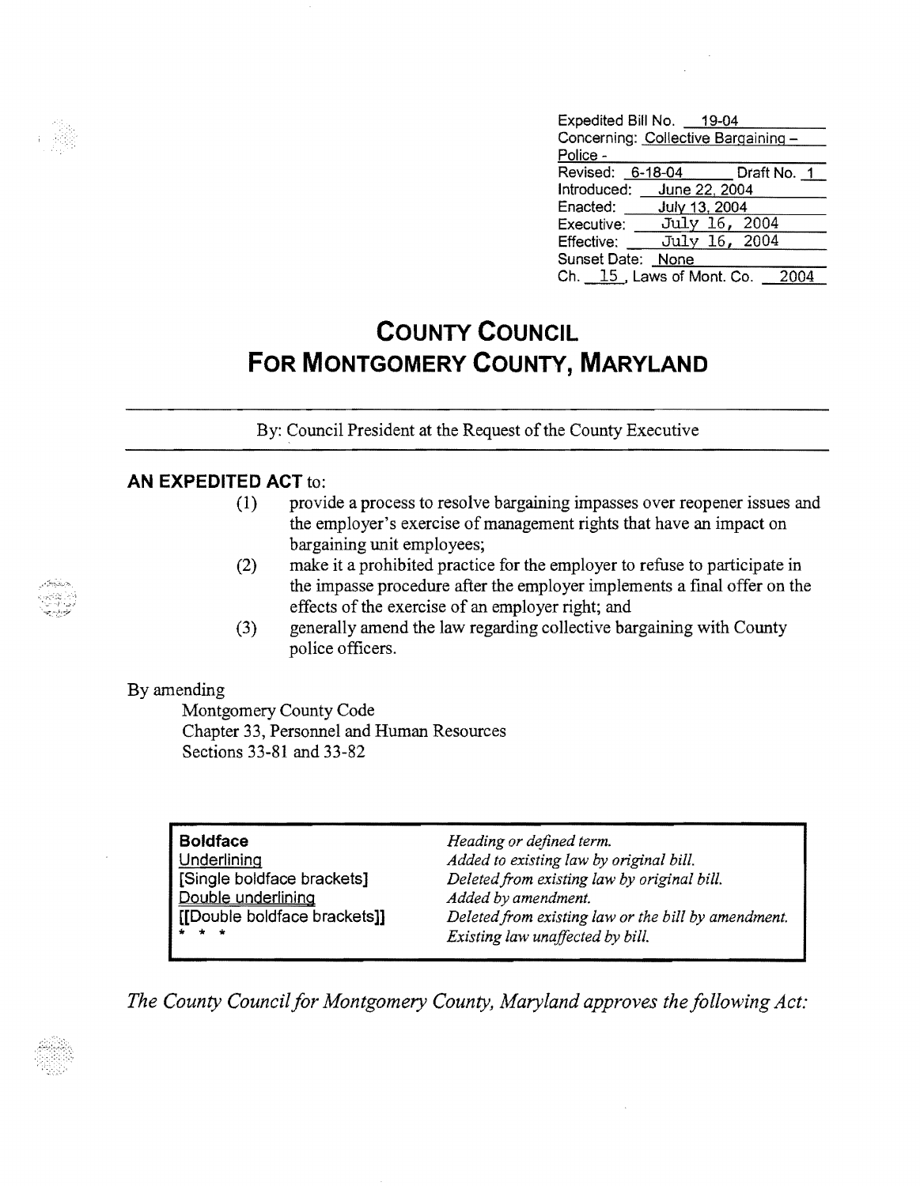Expedited Bill No. 19-04
Concerning: Collective Bargaining – Police -
Revised: 6-18-04 Draft No. 1
Introduced: June 22, 2004
Enacted: July 13, 2004
Executive: July 16, 2004
Effective: July 16, 2004
Sunset Date: None
Ch. 15, Laws of Mont. Co. 2004

# COUNTY COUNCIL FOR MONTGOMERY COUNTY, MARYLAND

By: Council President at the Request of the County Executive

**AN EXPEDITED ACT** to:

(1) provide a process to resolve bargaining impasses over reopener issues and the employer's exercise of management rights that have an impact on bargaining unit employees;

(2) make it a prohibited practice for the employer to refuse to participate in the impasse procedure after the employer implements a final offer on the effects of the exercise of an employer right; and

(3) generally amend the law regarding collective bargaining with County police officers.

By amending

Montgomery County Code
Chapter 33, Personnel and Human Resources
Sections 33-81 and 33-82

| | |
|---|---|
| **Boldface** | *Heading or defined term.* |
| Underlining | *Added to existing law by original bill.* |
| [Single boldface brackets] | *Deleted from existing law by original bill.* |
| Double underlining | *Added by amendment.* |
| [[Double boldface brackets]] | *Deleted from existing law or the bill by amendment.* |
| * * * | *Existing law unaffected by bill.* |

*The County Council for Montgomery County, Maryland approves the following Act:*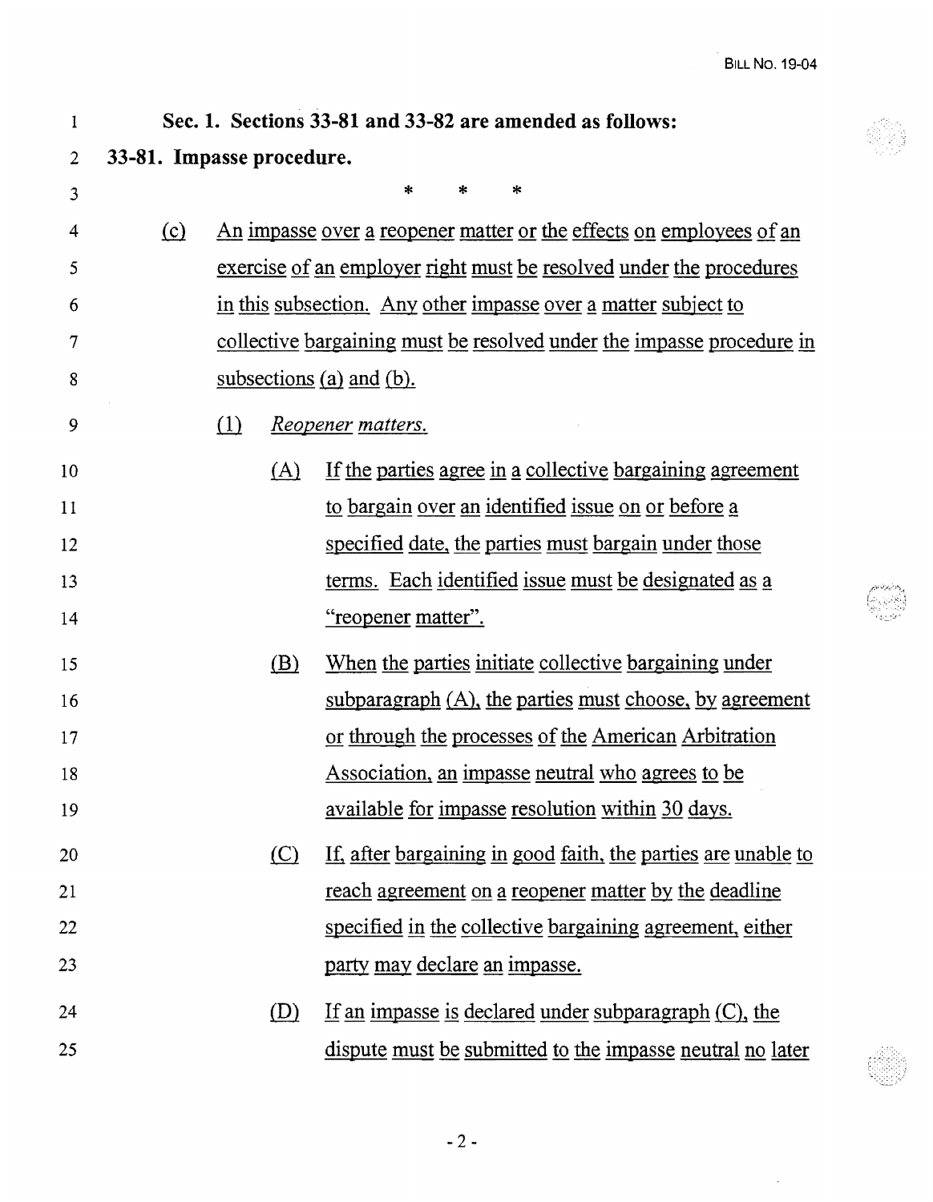**Sec. 1. Sections 33-81 and 33-82 are amended as follows:**

**33-81. Impasse procedure.**

\* \* \*

(c) An impasse over a reopener matter or the effects on employees of an exercise of an employer right must be resolved under the procedures in this subsection. Any other impasse over a matter subject to collective bargaining must be resolved under the impasse procedure in subsections (a) and (b).

(1) *Reopener matters.*

(A) If the parties agree in a collective bargaining agreement to bargain over an identified issue on or before a specified date, the parties must bargain under those terms. Each identified issue must be designated as a "reopener matter".

(B) When the parties initiate collective bargaining under subparagraph (A), the parties must choose, by agreement or through the processes of the American Arbitration Association, an impasse neutral who agrees to be available for impasse resolution within 30 days.

(C) If, after bargaining in good faith, the parties are unable to reach agreement on a reopener matter by the deadline specified in the collective bargaining agreement, either party may declare an impasse.

(D) If an impasse is declared under subparagraph (C), the dispute must be submitted to the impasse neutral no later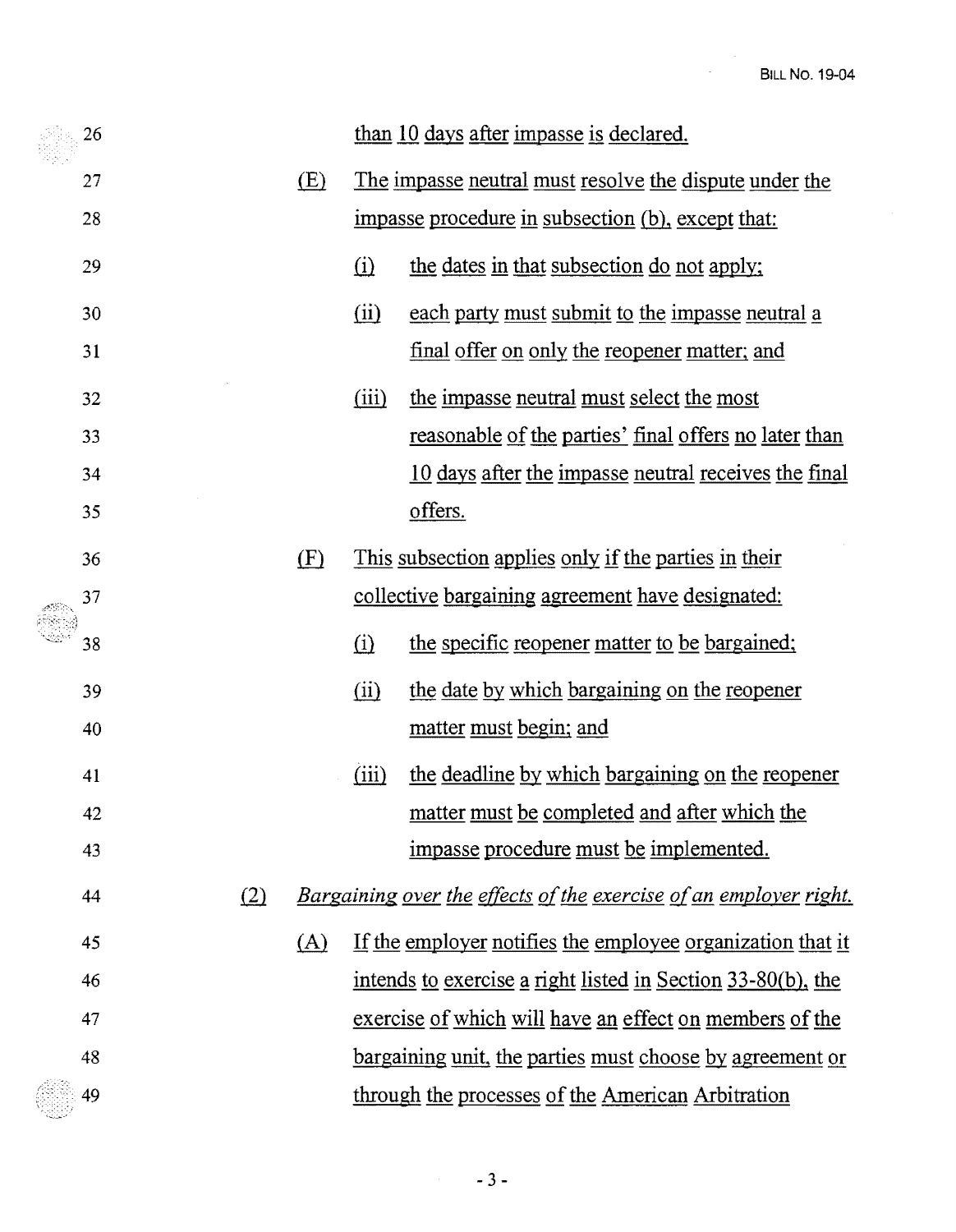than 10 days after impasse is declared.

(E) The impasse neutral must resolve the dispute under the impasse procedure in subsection (b), except that:

(i) the dates in that subsection do not apply;

(ii) each party must submit to the impasse neutral a final offer on only the reopener matter; and

(iii) the impasse neutral must select the most reasonable of the parties' final offers no later than 10 days after the impasse neutral receives the final offers.

(F) This subsection applies only if the parties in their collective bargaining agreement have designated:

(i) the specific reopener matter to be bargained;

(ii) the date by which bargaining on the reopener matter must begin; and

(iii) the deadline by which bargaining on the reopener matter must be completed and after which the impasse procedure must be implemented.

(2) *Bargaining over the effects of the exercise of an employer right.*

(A) If the employer notifies the employee organization that it intends to exercise a right listed in Section 33-80(b), the exercise of which will have an effect on members of the bargaining unit, the parties must choose by agreement or through the processes of the American Arbitration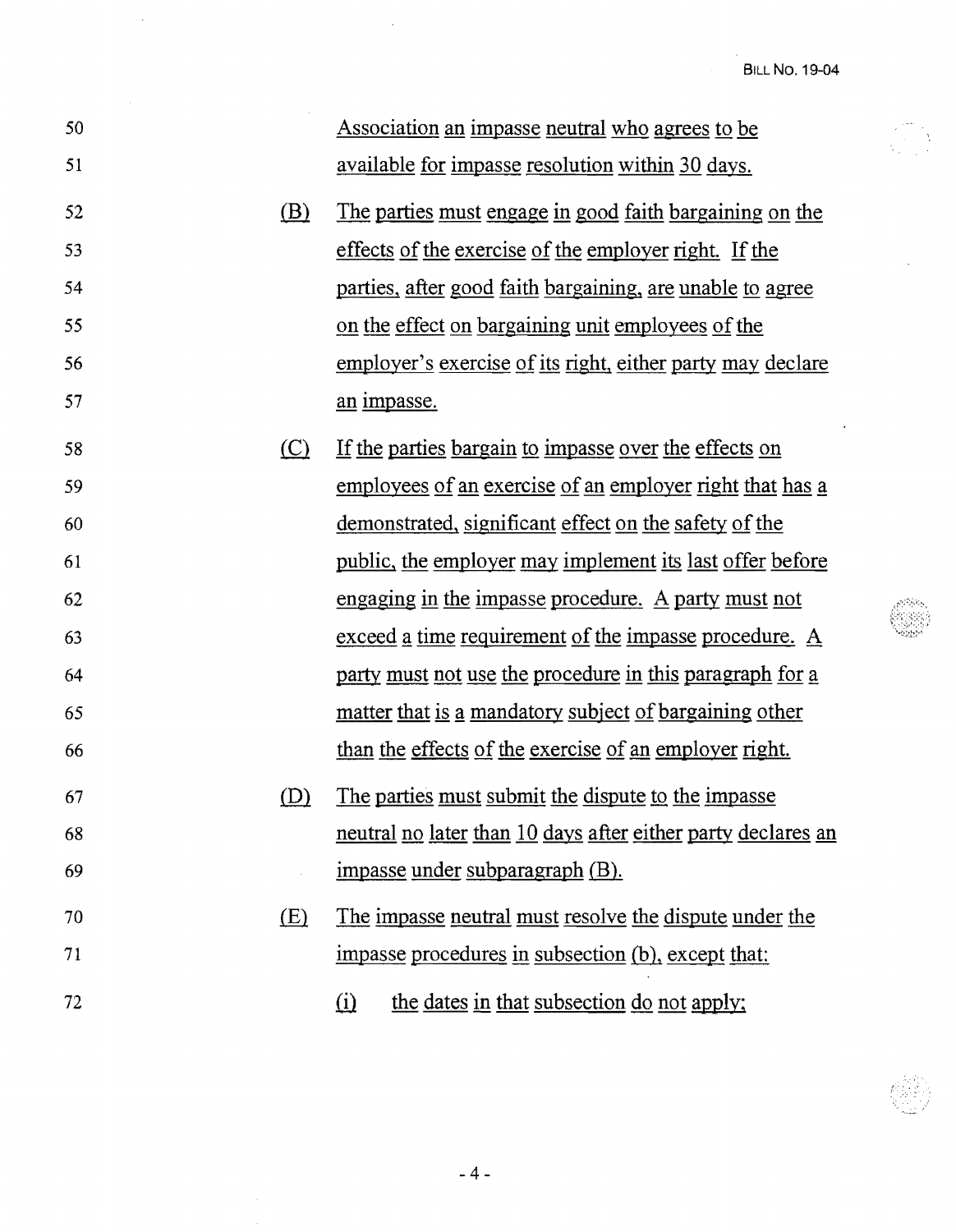Association an impasse neutral who agrees to be available for impasse resolution within 30 days.

(B) The parties must engage in good faith bargaining on the effects of the exercise of the employer right. If the parties, after good faith bargaining, are unable to agree on the effect on bargaining unit employees of the employer's exercise of its right, either party may declare an impasse.

(C) If the parties bargain to impasse over the effects on employees of an exercise of an employer right that has a demonstrated, significant effect on the safety of the public, the employer may implement its last offer before engaging in the impasse procedure. A party must not exceed a time requirement of the impasse procedure. A party must not use the procedure in this paragraph for a matter that is a mandatory subject of bargaining other than the effects of the exercise of an employer right.

(D) The parties must submit the dispute to the impasse neutral no later than 10 days after either party declares an impasse under subparagraph (B).

(E) The impasse neutral must resolve the dispute under the impasse procedures in subsection (b), except that:

(i) the dates in that subsection do not apply;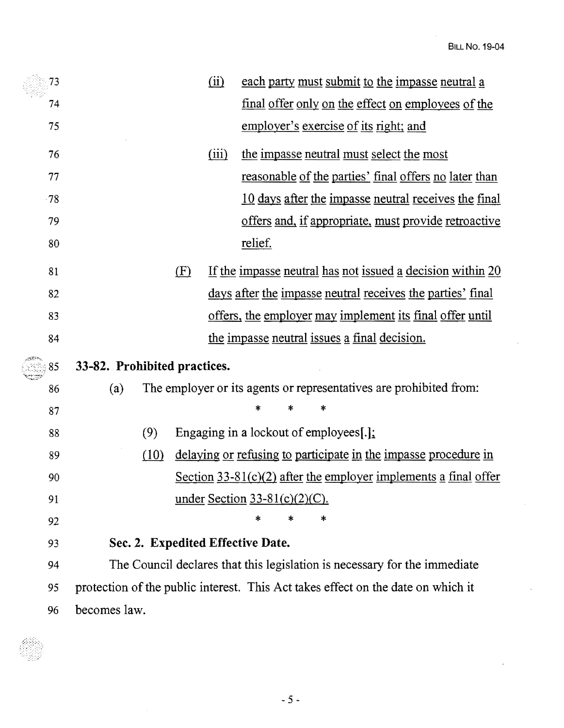(ii) each party must submit to the impasse neutral a final offer only on the effect on employees of the employer's exercise of its right; and

(iii) the impasse neutral must select the most reasonable of the parties' final offers no later than 10 days after the impasse neutral receives the final offers and, if appropriate, must provide retroactive relief.

(F) If the impasse neutral has not issued a decision within 20 days after the impasse neutral receives the parties' final offers, the employer may implement its final offer until the impasse neutral issues a final decision.

**33-82. Prohibited practices.**

(a) The employer or its agents or representatives are prohibited from:

\* \* \*

(9) Engaging in a lockout of employees[.];

(10) delaying or refusing to participate in the impasse procedure in Section 33-81(c)(2) after the employer implements a final offer under Section 33-81(c)(2)(C).

\* \* \*

**Sec. 2. Expedited Effective Date.**

The Council declares that this legislation is necessary for the immediate protection of the public interest. This Act takes effect on the date on which it becomes law.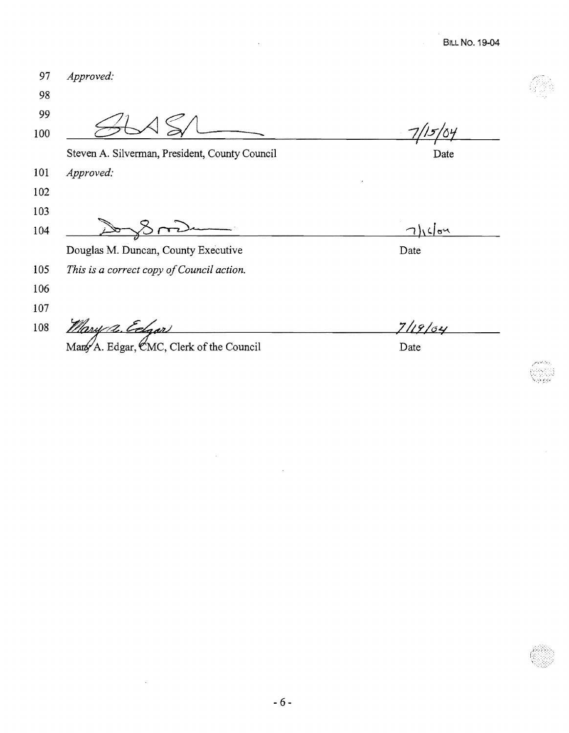*Approved:*

Steven A. Silverman, President, County Council — Date: 7/15/04

*Approved:*

Douglas M. Duncan, County Executive — Date: 7/16/04

*This is a correct copy of Council action.*

Mary A. Edgar, CMC, Clerk of the Council — Date: 7/19/04